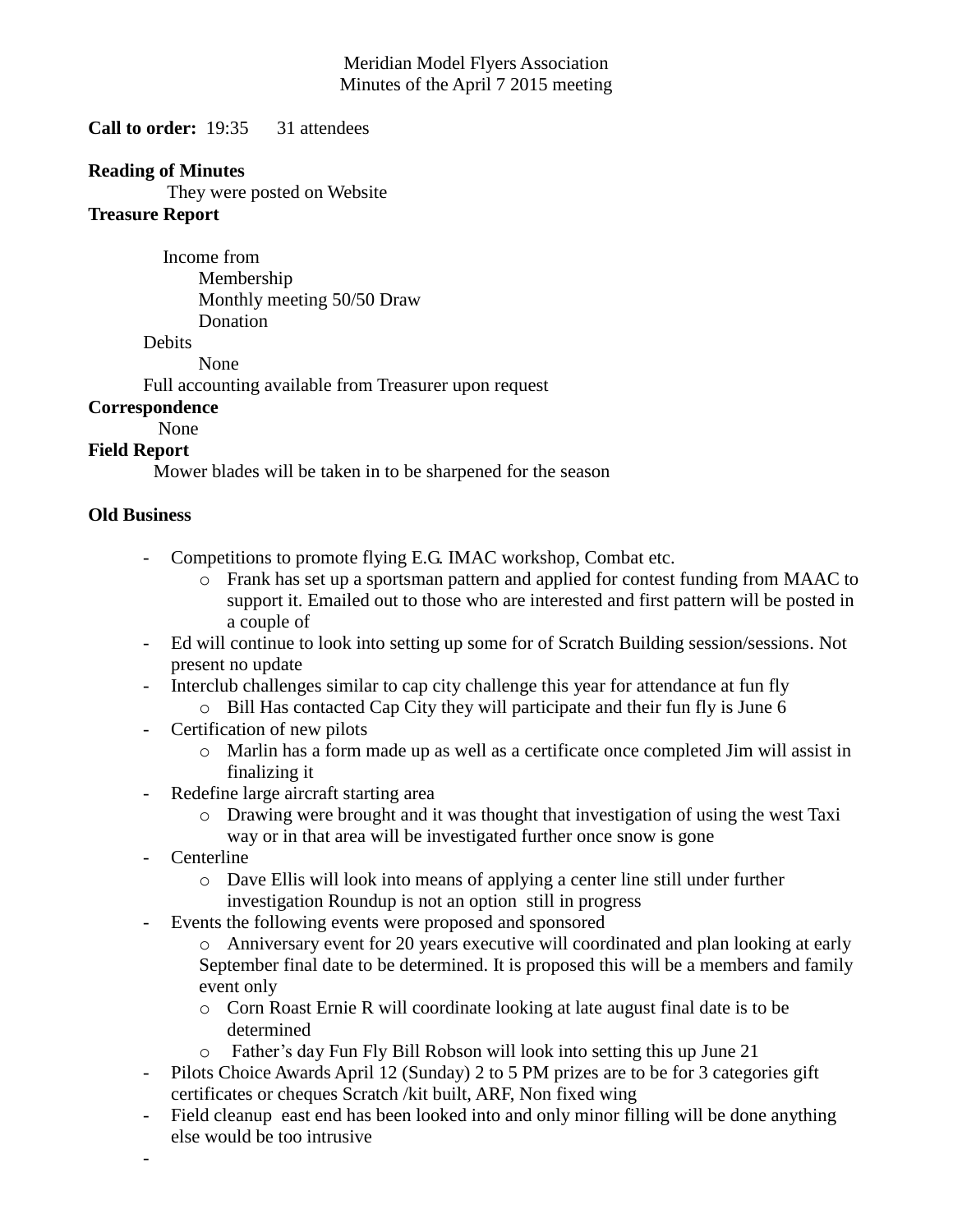Meridian Model Flyers Association
Minutes of the April 7 2015 meeting

**Call to order:** 19:35 31 attendees

**Reading of Minutes**

They were posted on Website

**Treasure Report**

Income from
- Membership
- Monthly meeting 50/50 Draw
- Donation

Debits
- None

Full accounting available from Treasurer upon request

**Correspondence**

None

**Field Report**

Mower blades will be taken in to be sharpened for the season

**Old Business**

- Competitions to promote flying E.G. IMAC workshop, Combat etc.
  - Frank has set up a sportsman pattern and applied for contest funding from MAAC to support it. Emailed out to those who are interested and first pattern will be posted in a couple of
- Ed will continue to look into setting up some for of Scratch Building session/sessions. Not present no update
- Interclub challenges similar to cap city challenge this year for attendance at fun fly
  - Bill Has contacted Cap City they will participate and their fun fly is June 6
- Certification of new pilots
  - Marlin has a form made up as well as a certificate once completed Jim will assist in finalizing it
- Redefine large aircraft starting area
  - Drawing were brought and it was thought that investigation of using the west Taxi way or in that area will be investigated further once snow is gone
- Centerline
  - Dave Ellis will look into means of applying a center line still under further investigation Roundup is not an option still in progress
- Events the following events were proposed and sponsored
  - Anniversary event for 20 years executive will coordinated and plan looking at early September final date to be determined. It is proposed this will be a members and family event only
  - Corn Roast Ernie R will coordinate looking at late august final date is to be determined
  - Father's day Fun Fly Bill Robson will look into setting this up June 21
- Pilots Choice Awards April 12 (Sunday) 2 to 5 PM prizes are to be for 3 categories gift certificates or cheques Scratch /kit built, ARF, Non fixed wing
- Field cleanup east end has been looked into and only minor filling will be done anything else would be too intrusive
-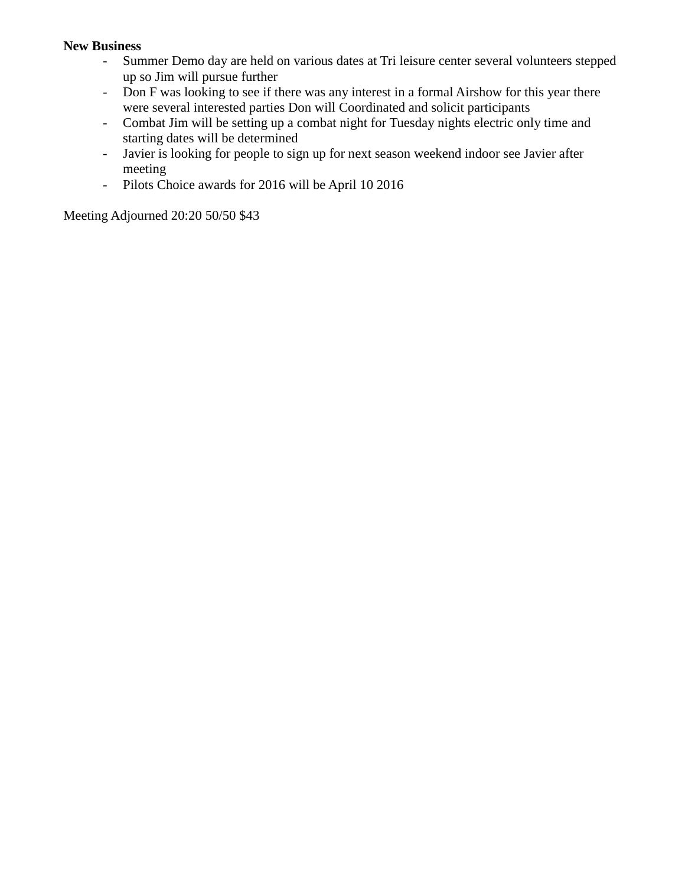**New Business**

- Summer Demo day are held on various dates at Tri leisure center several volunteers stepped up so Jim will pursue further
- Don F was looking to see if there was any interest in a formal Airshow for this year there were several interested parties Don will Coordinated and solicit participants
- Combat Jim will be setting up a combat night for Tuesday nights electric only time and starting dates will be determined
- Javier is looking for people to sign up for next season weekend indoor see Javier after meeting
- Pilots Choice awards for 2016 will be April 10 2016

Meeting Adjourned 20:20 50/50 $43